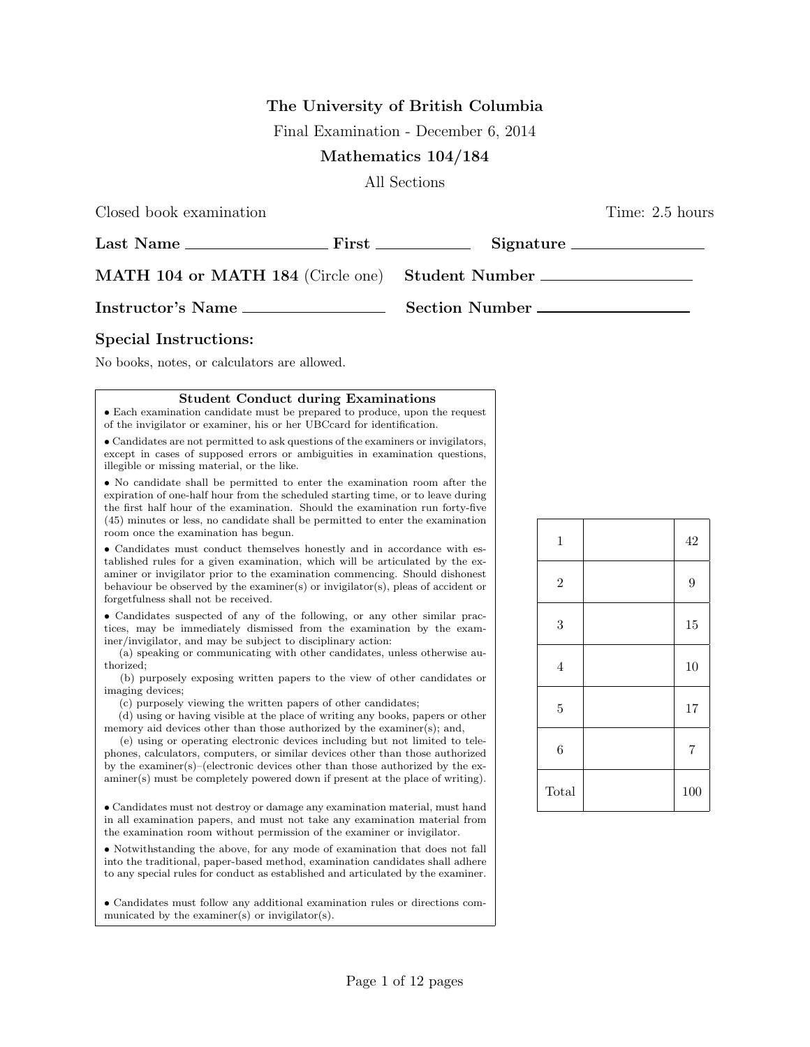**The University of British Columbia**

Final Examination - December 6, 2014

**Mathematics 104/184**

All Sections

Closed book examination Time: 2.5 hours

**Last Name** \_\_\_\_\_\_\_\_\_\_\_\_\_\_\_\_\_\_ **First** \_\_\_\_\_\_\_\_\_\_\_\_ **Signature** \_\_\_\_\_\_\_\_\_\_\_\_\_\_\_\_\_

**MATH 104 or MATH 184** (Circle one) **Student Number** \_\_\_\_\_\_\_\_\_\_\_\_\_\_\_\_\_\_\_\_\_

**Instructor's Name** \_\_\_\_\_\_\_\_\_\_\_\_\_\_\_\_\_\_\_\_\_ **Section Number** \_\_\_\_\_\_\_\_\_\_\_\_\_\_\_\_\_\_\_\_\_\_

### Special Instructions:

No books, notes, or calculators are allowed.

**Student Conduct during Examinations**

- Each examination candidate must be prepared to produce, upon the request of the invigilator or examiner, his or her UBCcard for identification.
- Candidates are not permitted to ask questions of the examiners or invigilators, except in cases of supposed errors or ambiguities in examination questions, illegible or missing material, or the like.
- No candidate shall be permitted to enter the examination room after the expiration of one-half hour from the scheduled starting time, or to leave during the first half hour of the examination. Should the examination run forty-five (45) minutes or less, no candidate shall be permitted to enter the examination room once the examination has begun.
- Candidates must conduct themselves honestly and in accordance with established rules for a given examination, which will be articulated by the examiner or invigilator prior to the examination commencing. Should dishonest behaviour be observed by the examiner(s) or invigilator(s), pleas of accident or forgetfulness shall not be received.
- Candidates suspected of any of the following, or any other similar practices, may be immediately dismissed from the examination by the examiner/invigilator, and may be subject to disciplinary action:
  (a) speaking or communicating with other candidates, unless otherwise authorized;
  (b) purposely exposing written papers to the view of other candidates or imaging devices;
  (c) purposely viewing the written papers of other candidates;
  (d) using or having visible at the place of writing any books, papers or other memory aid devices other than those authorized by the examiner(s); and,
  (e) using or operating electronic devices including but not limited to telephones, calculators, computers, or similar devices other than those authorized by the examiner(s)–(electronic devices other than those authorized by the examiner(s) must be completely powered down if present at the place of writing).
- Candidates must not destroy or damage any examination material, must hand in all examination papers, and must not take any examination material from the examination room without permission of the examiner or invigilator.
- Notwithstanding the above, for any mode of examination that does not fall into the traditional, paper-based method, examination candidates shall adhere to any special rules for conduct as established and articulated by the examiner.
- Candidates must follow any additional examination rules or directions communicated by the examiner(s) or invigilator(s).

| Question | Score | Max |
|---|---|---|
| 1 | | 42 |
| 2 | | 9 |
| 3 | | 15 |
| 4 | | 10 |
| 5 | | 17 |
| 6 | | 7 |
| Total | | 100 |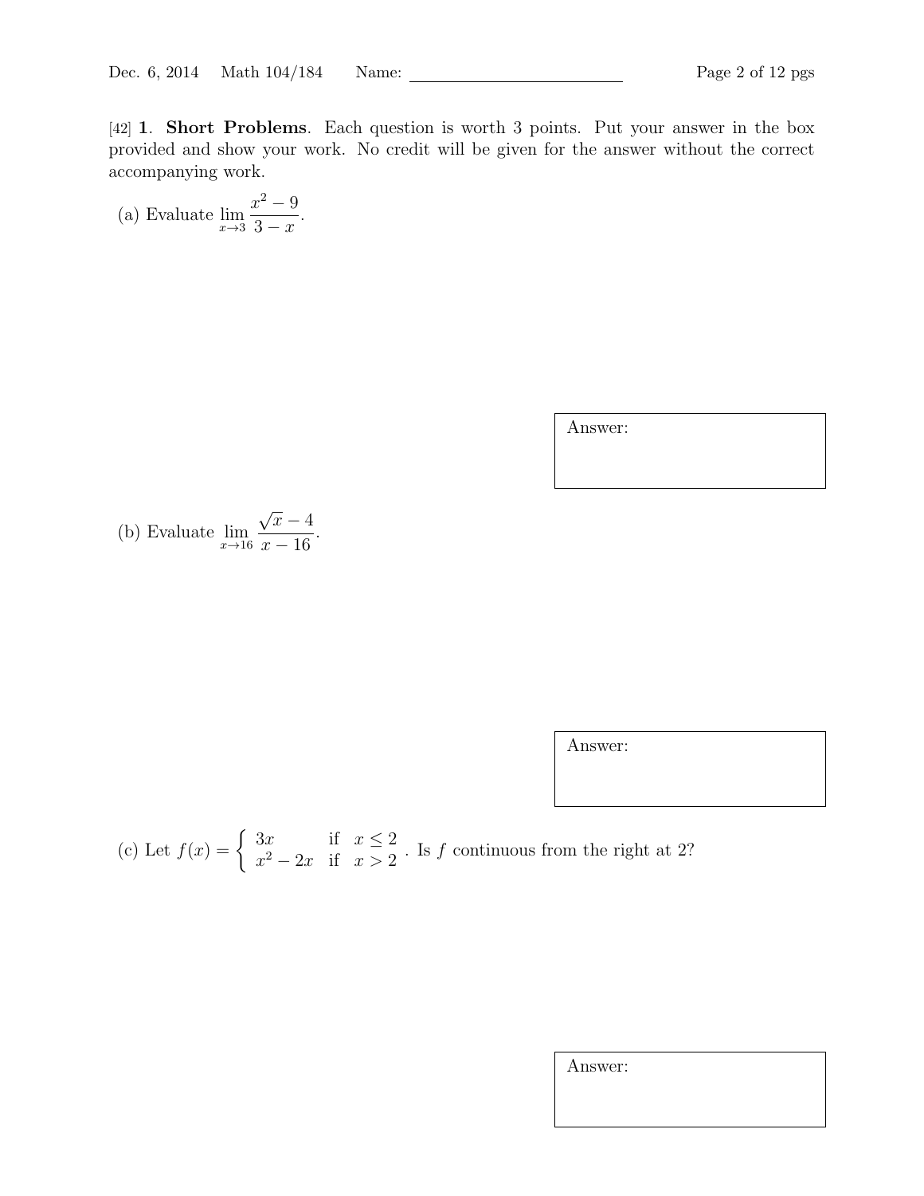[42] **1**. **Short Problems**. Each question is worth 3 points. Put your answer in the box provided and show your work. No credit will be given for the answer without the correct accompanying work.

(a) Evaluate $\displaystyle\lim_{x\to 3} \frac{x^2 - 9}{3 - x}$.

Answer:

(b) Evaluate $\displaystyle\lim_{x\to 16} \frac{\sqrt{x} - 4}{x - 16}$.

Answer:

(c) Let $f(x) = \begin{cases} 3x & \text{if } \ x \leq 2 \\ x^2 - 2x & \text{if } \ x > 2 \end{cases}$. Is $f$ continuous from the right at 2?

Answer: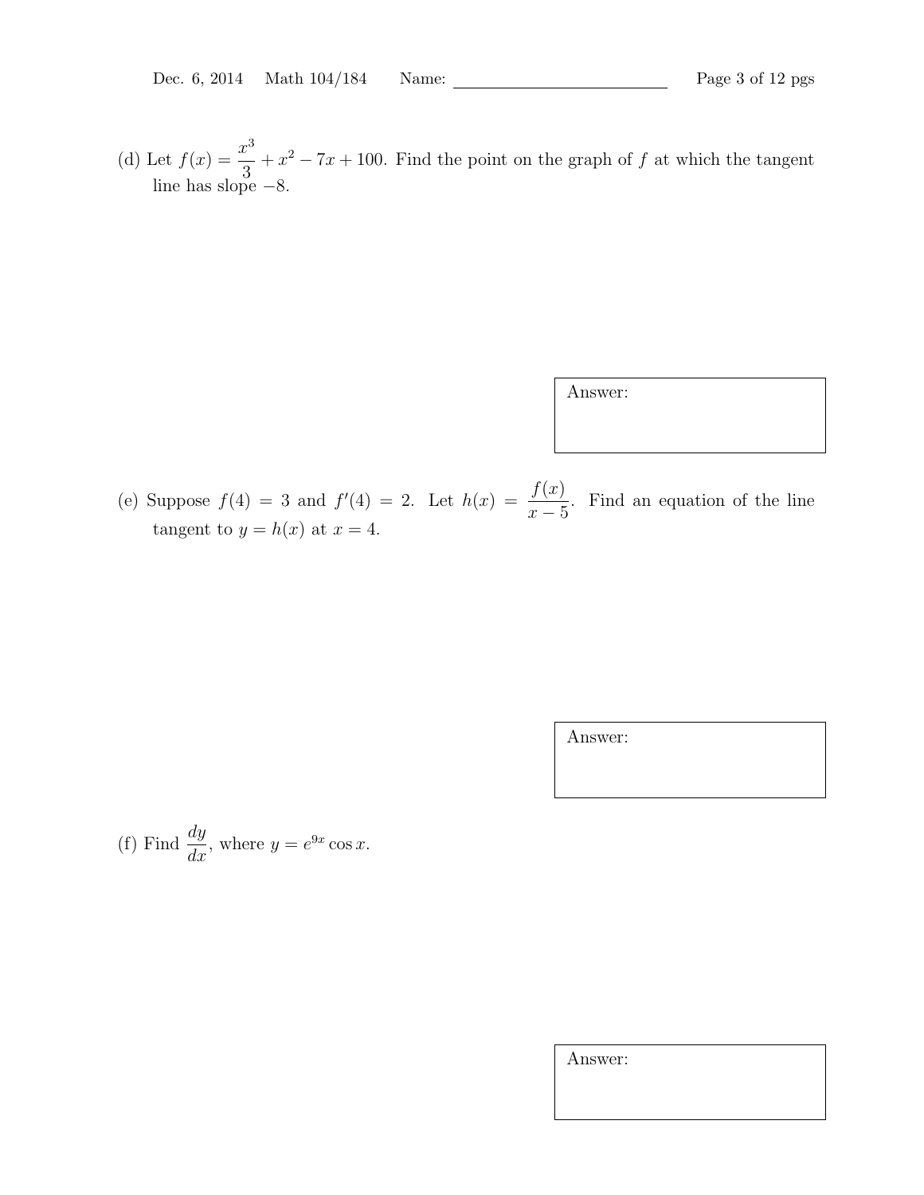(d) Let $f(x) = \dfrac{x^3}{3} + x^2 - 7x + 100$. Find the point on the graph of $f$ at which the tangent line has slope $-8$.

Answer:

(e) Suppose $f(4) = 3$ and $f'(4) = 2$. Let $h(x) = \dfrac{f(x)}{x-5}$. Find an equation of the line tangent to $y = h(x)$ at $x = 4$.

Answer:

(f) Find $\dfrac{dy}{dx}$, where $y = e^{9x} \cos x$.

Answer: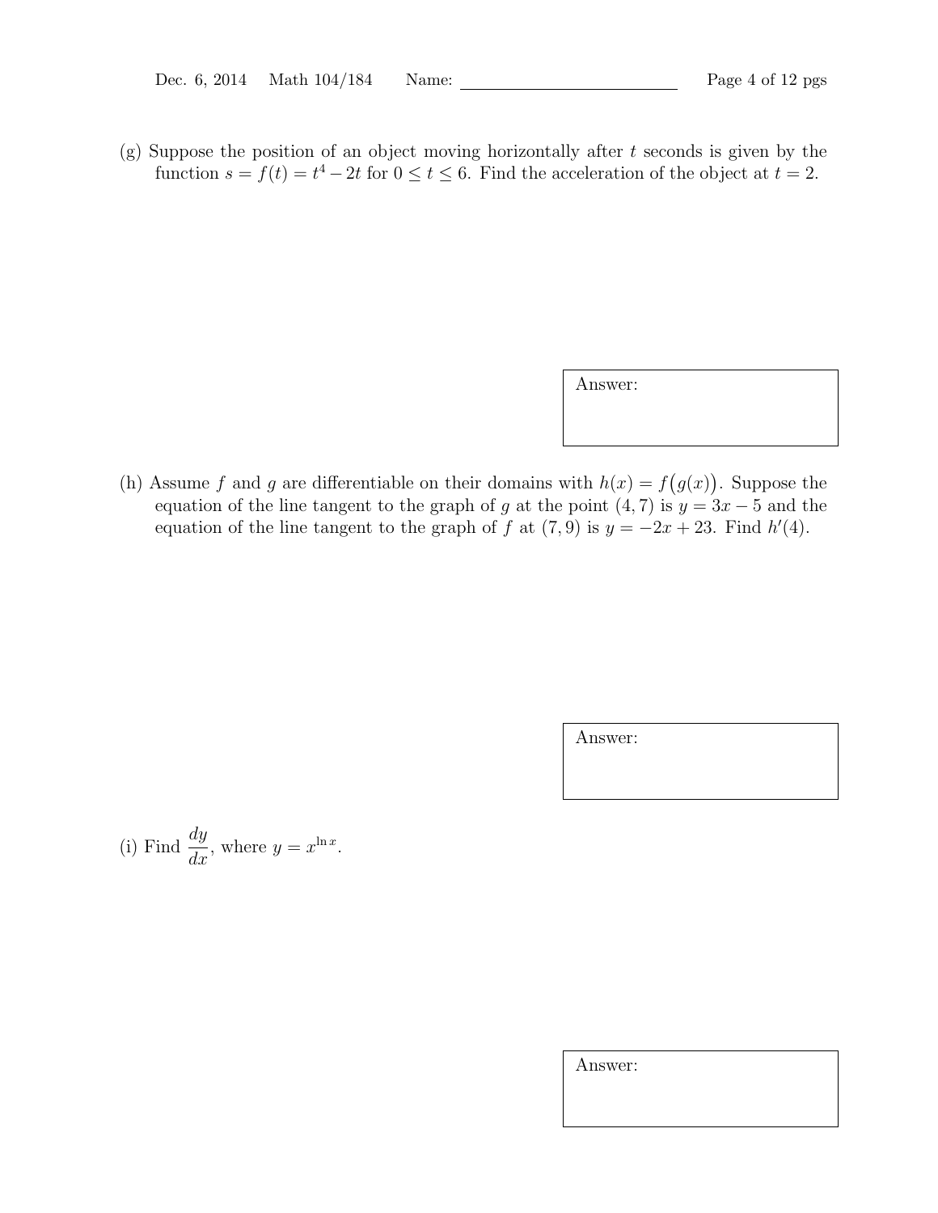(g) Suppose the position of an object moving horizontally after $t$ seconds is given by the function $s = f(t) = t^4 - 2t$ for $0 \leq t \leq 6$. Find the acceleration of the object at $t = 2$.

Answer:

(h) Assume $f$ and $g$ are differentiable on their domains with $h(x) = f\big(g(x)\big)$. Suppose the equation of the line tangent to the graph of $g$ at the point $(4, 7)$ is $y = 3x - 5$ and the equation of the line tangent to the graph of $f$ at $(7, 9)$ is $y = -2x + 23$. Find $h'(4)$.

Answer:

(i) Find $\dfrac{dy}{dx}$, where $y = x^{\ln x}$.

Answer: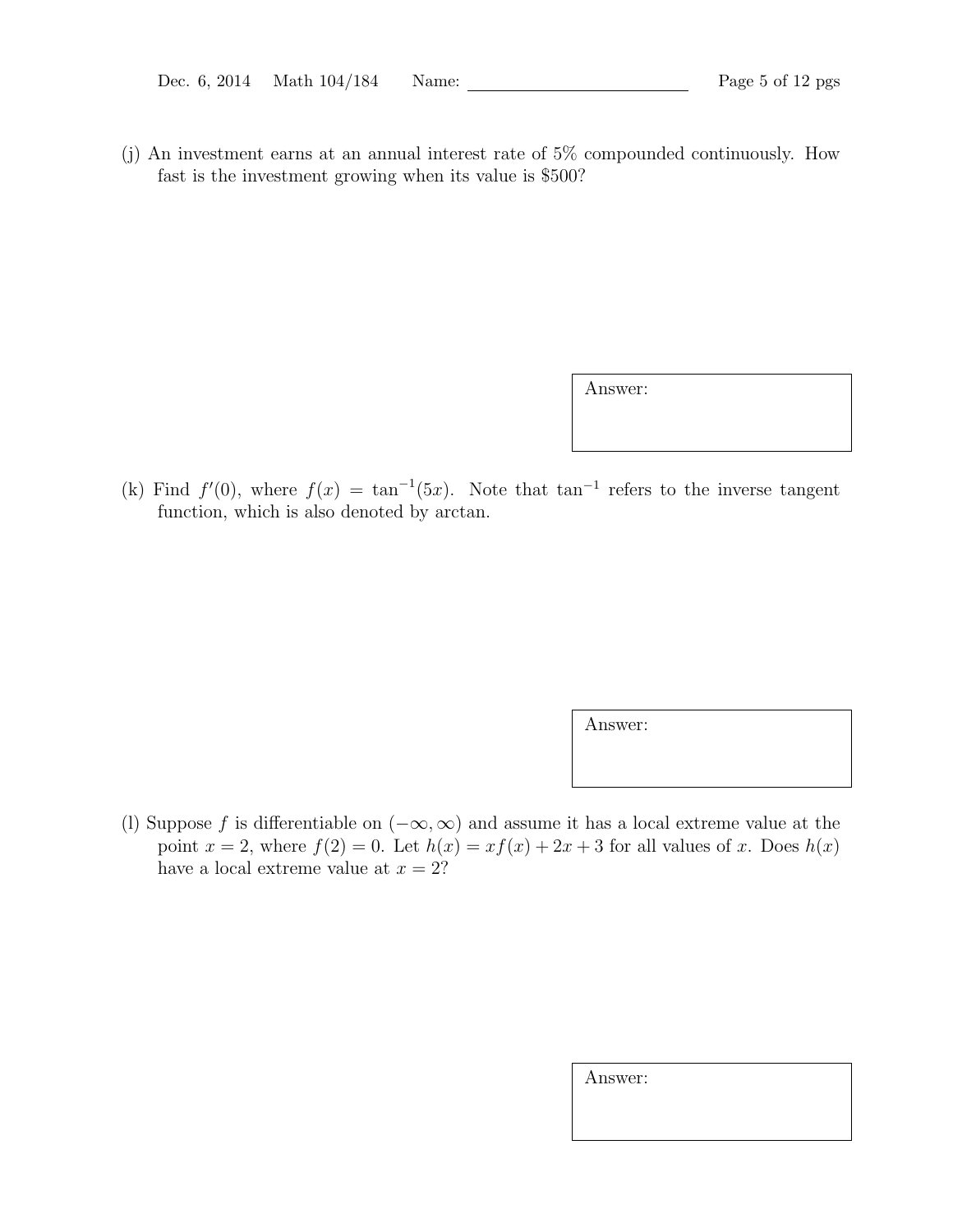(j) An investment earns at an annual interest rate of 5% compounded continuously. How fast is the investment growing when its value is \$500?

Answer:

(k) Find $f'(0)$, where $f(x) = \tan^{-1}(5x)$. Note that $\tan^{-1}$ refers to the inverse tangent function, which is also denoted by arctan.

Answer:

(l) Suppose $f$ is differentiable on $(-\infty, \infty)$ and assume it has a local extreme value at the point $x = 2$, where $f(2) = 0$. Let $h(x) = xf(x) + 2x + 3$ for all values of $x$. Does $h(x)$ have a local extreme value at $x = 2$?

Answer: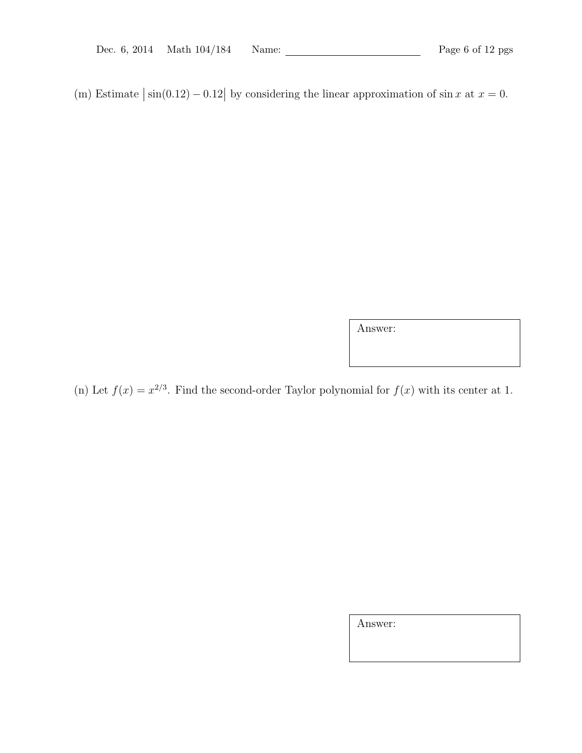(m) Estimate $\left|\sin(0.12) - 0.12\right|$ by considering the linear approximation of $\sin x$ at $x = 0$.

Answer:

(n) Let $f(x) = x^{2/3}$. Find the second-order Taylor polynomial for $f(x)$ with its center at 1.

Answer: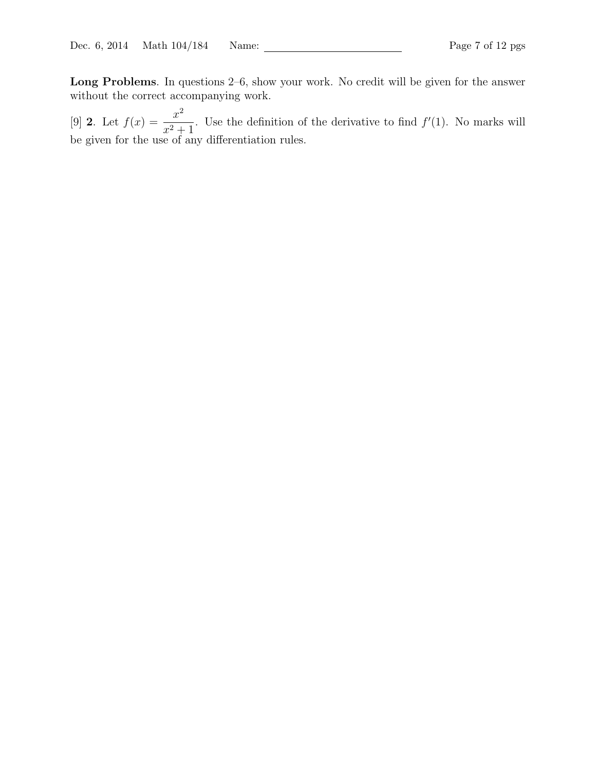**Long Problems**. In questions 2–6, show your work. No credit will be given for the answer without the correct accompanying work.

[9] **2**. Let $f(x) = \dfrac{x^2}{x^2+1}$. Use the definition of the derivative to find $f'(1)$. No marks will be given for the use of any differentiation rules.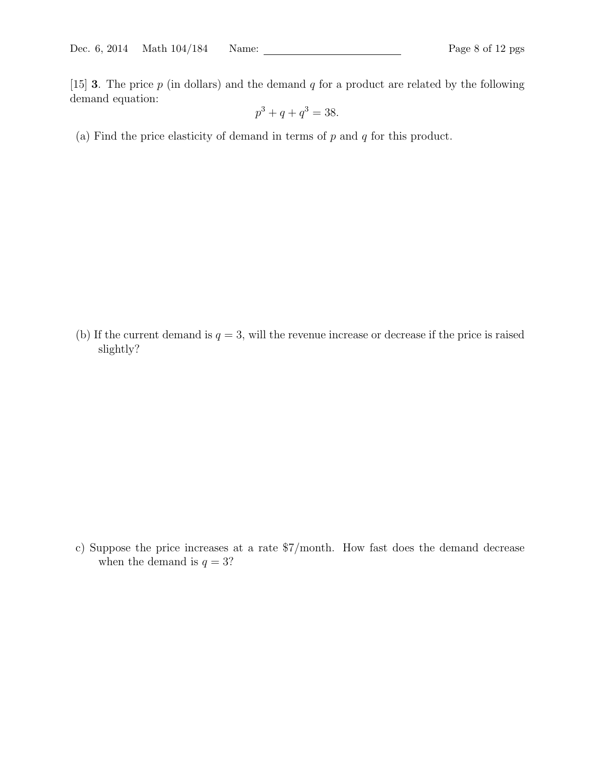[15] **3**. The price $p$ (in dollars) and the demand $q$ for a product are related by the following demand equation:

$$p^3 + q + q^3 = 38.$$

(a) Find the price elasticity of demand in terms of $p$ and $q$ for this product.

(b) If the current demand is $q = 3$, will the revenue increase or decrease if the price is raised slightly?

c) Suppose the price increases at a rate \$7/month. How fast does the demand decrease when the demand is $q = 3$?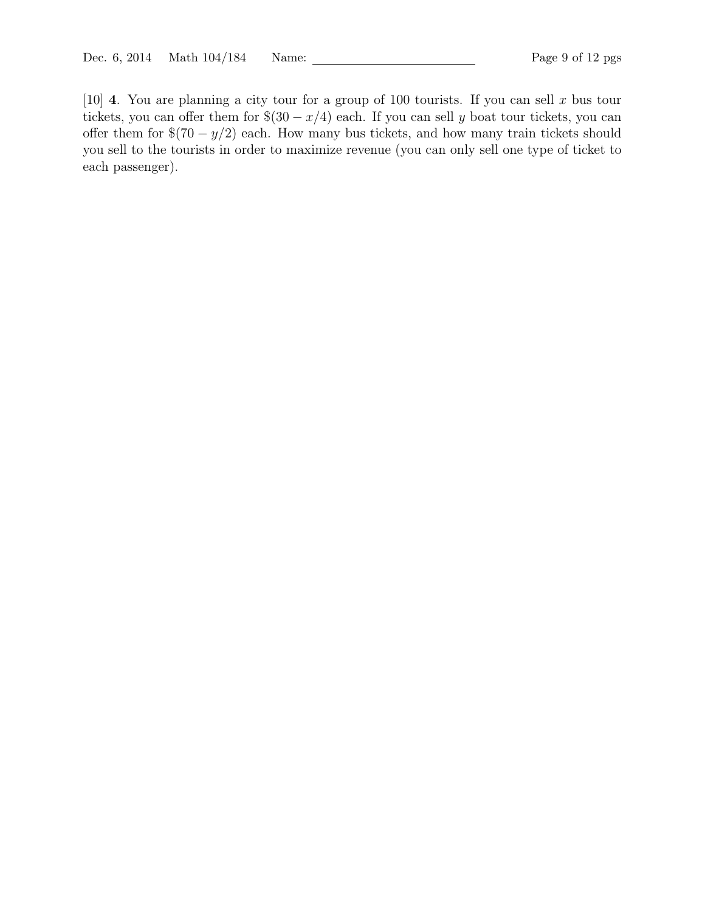[10] **4**. You are planning a city tour for a group of 100 tourists. If you can sell $x$ bus tour tickets, you can offer them for $\$(30 - x/4)$ each. If you can sell $y$ boat tour tickets, you can offer them for $\$(70 - y/2)$ each. How many bus tickets, and how many train tickets should you sell to the tourists in order to maximize revenue (you can only sell one type of ticket to each passenger).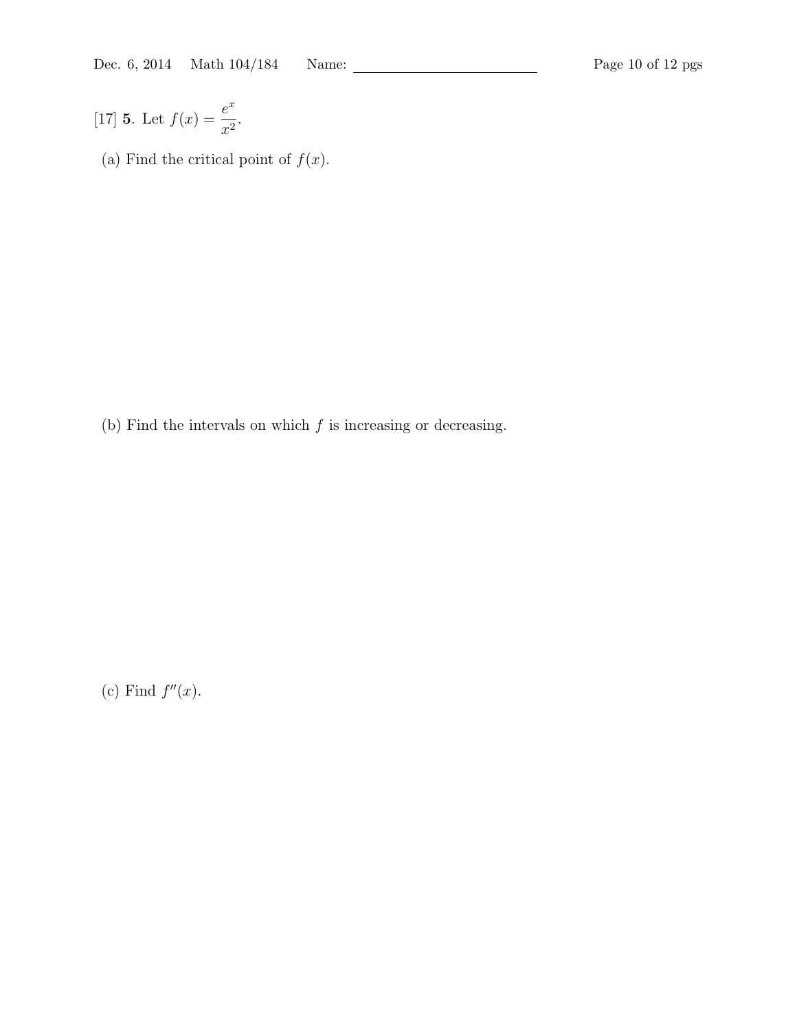[17] **5**. Let $f(x) = \dfrac{e^x}{x^2}$.

(a) Find the critical point of $f(x)$.

(b) Find the intervals on which $f$ is increasing or decreasing.

(c) Find $f''(x)$.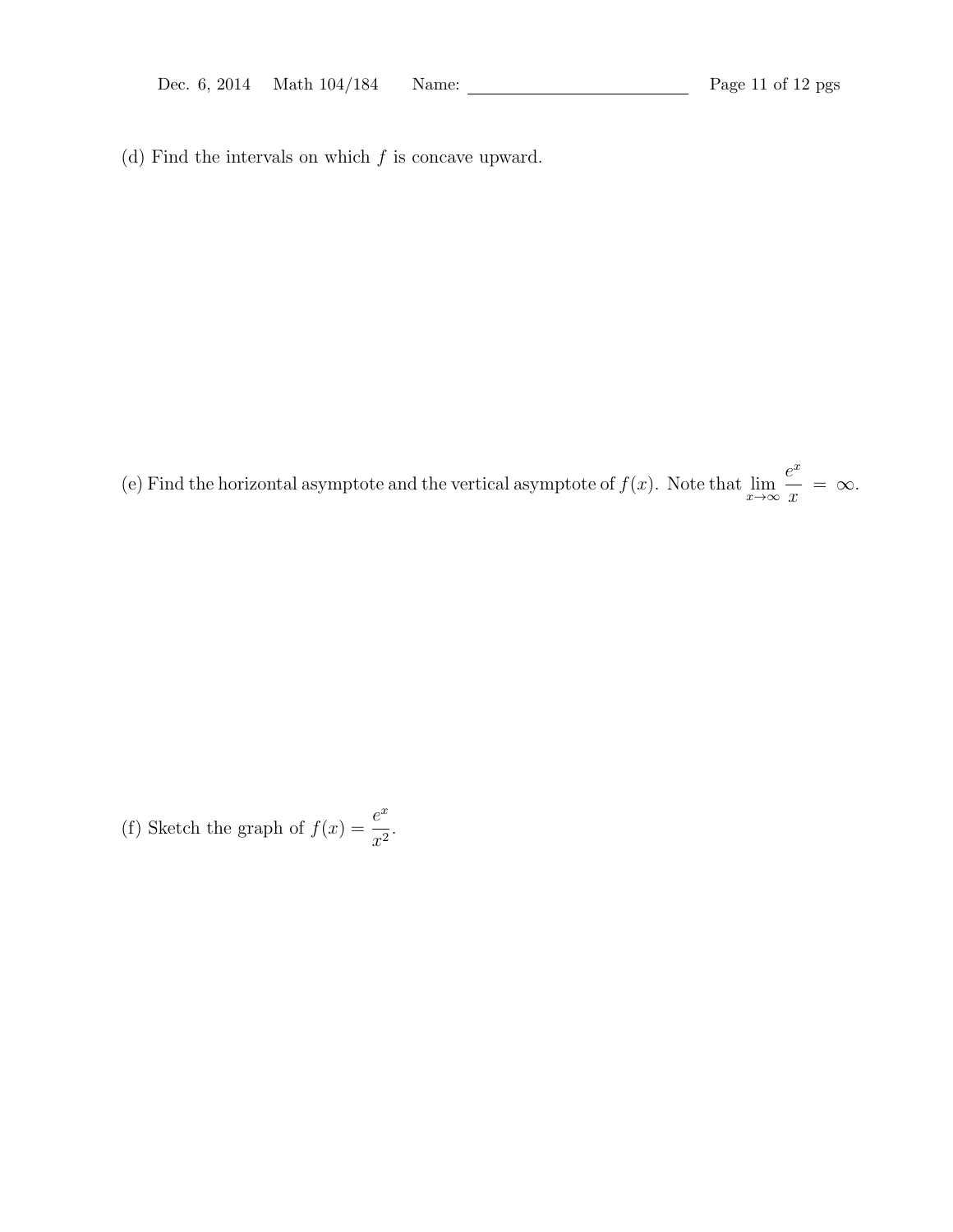(d) Find the intervals on which $f$ is concave upward.

(e) Find the horizontal asymptote and the vertical asymptote of $f(x)$. Note that $\lim_{x \to \infty} \frac{e^x}{x} = \infty$.

(f) Sketch the graph of $f(x) = \frac{e^x}{x^2}$.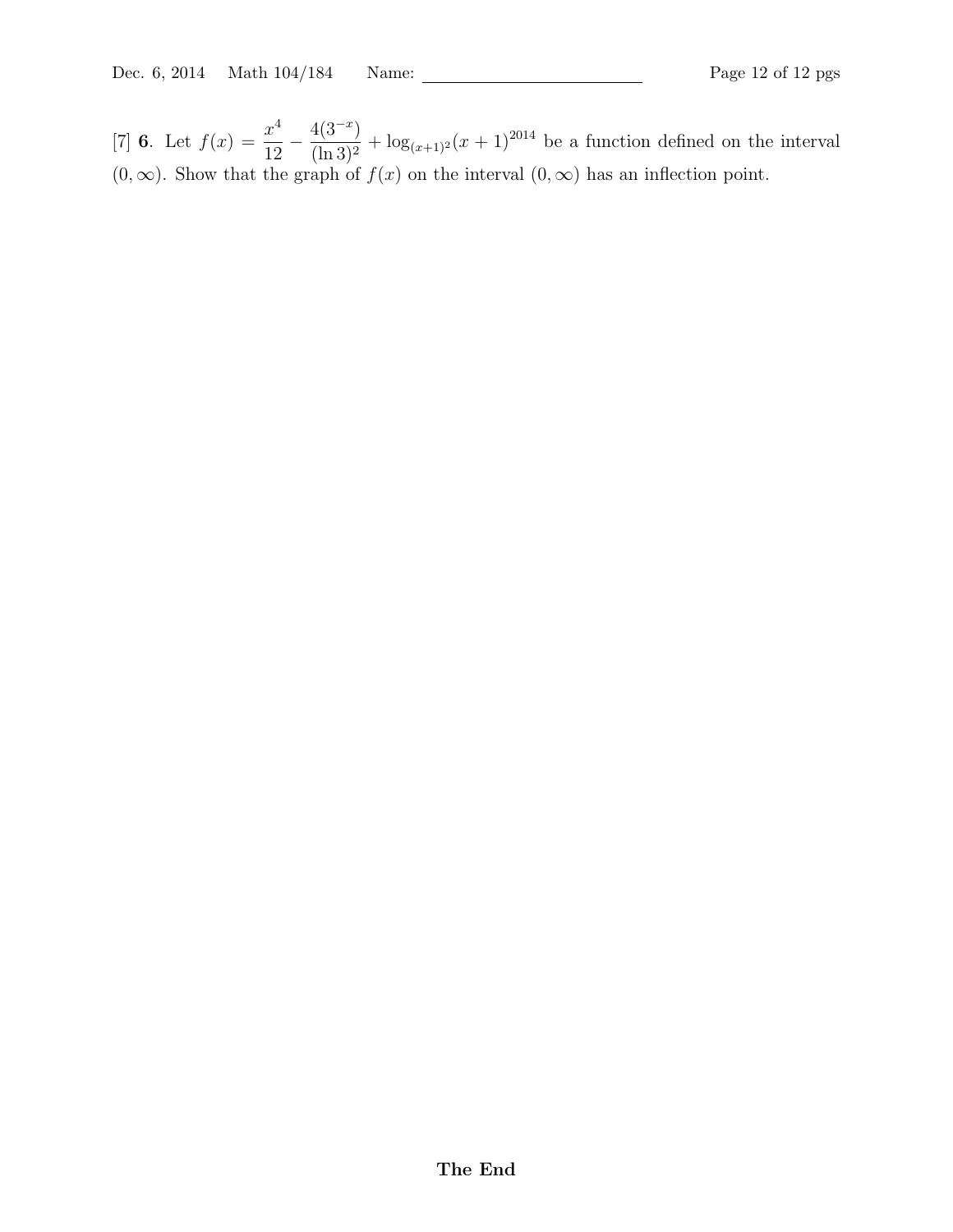[7] **6**. Let $f(x) = \dfrac{x^4}{12} - \dfrac{4(3^{-x})}{(\ln 3)^2} + \log_{(x+1)^2}(x+1)^{2014}$ be a function defined on the interval $(0, \infty)$. Show that the graph of $f(x)$ on the interval $(0, \infty)$ has an inflection point.

**The End**